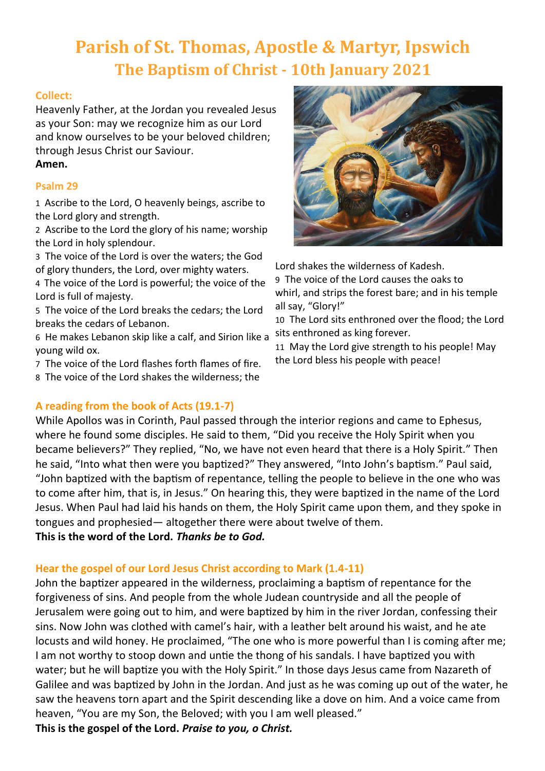# Parish of St. Thomas, Apostle & Martyr, Ipswich
## The Baptism of Christ - 10th January 2021

### Collect:

Heavenly Father, at the Jordan you revealed Jesus as your Son: may we recognize him as our Lord and know ourselves to be your beloved children; through Jesus Christ our Saviour.
**Amen.**

### Psalm 29

1 Ascribe to the Lord, O heavenly beings, ascribe to the Lord glory and strength.
2 Ascribe to the Lord the glory of his name; worship the Lord in holy splendour.
3 The voice of the Lord is over the waters; the God of glory thunders, the Lord, over mighty waters.
4 The voice of the Lord is powerful; the voice of the Lord is full of majesty.
5 The voice of the Lord breaks the cedars; the Lord breaks the cedars of Lebanon.
6 He makes Lebanon skip like a calf, and Sirion like a young wild ox.
7 The voice of the Lord flashes forth flames of fire.
8 The voice of the Lord shakes the wilderness; the Lord shakes the wilderness of Kadesh.
9 The voice of the Lord causes the oaks to whirl, and strips the forest bare; and in his temple all say, "Glory!"
10 The Lord sits enthroned over the flood; the Lord sits enthroned as king forever.
11 May the Lord give strength to his people! May the Lord bless his people with peace!

### A reading from the book of Acts (19.1-7)

While Apollos was in Corinth, Paul passed through the interior regions and came to Ephesus, where he found some disciples. He said to them, "Did you receive the Holy Spirit when you became believers?" They replied, "No, we have not even heard that there is a Holy Spirit." Then he said, "Into what then were you baptized?" They answered, "Into John's baptism." Paul said, "John baptized with the baptism of repentance, telling the people to believe in the one who was to come after him, that is, in Jesus." On hearing this, they were baptized in the name of the Lord Jesus. When Paul had laid his hands on them, the Holy Spirit came upon them, and they spoke in tongues and prophesied— altogether there were about twelve of them.
**This is the word of the Lord.** ***Thanks be to God.***

### Hear the gospel of our Lord Jesus Christ according to Mark (1.4-11)

John the baptizer appeared in the wilderness, proclaiming a baptism of repentance for the forgiveness of sins. And people from the whole Judean countryside and all the people of Jerusalem were going out to him, and were baptized by him in the river Jordan, confessing their sins. Now John was clothed with camel's hair, with a leather belt around his waist, and he ate locusts and wild honey. He proclaimed, "The one who is more powerful than I is coming after me; I am not worthy to stoop down and untie the thong of his sandals. I have baptized you with water; but he will baptize you with the Holy Spirit." In those days Jesus came from Nazareth of Galilee and was baptized by John in the Jordan. And just as he was coming up out of the water, he saw the heavens torn apart and the Spirit descending like a dove on him. And a voice came from heaven, "You are my Son, the Beloved; with you I am well pleased."
**This is the gospel of the Lord.** ***Praise to you, o Christ.***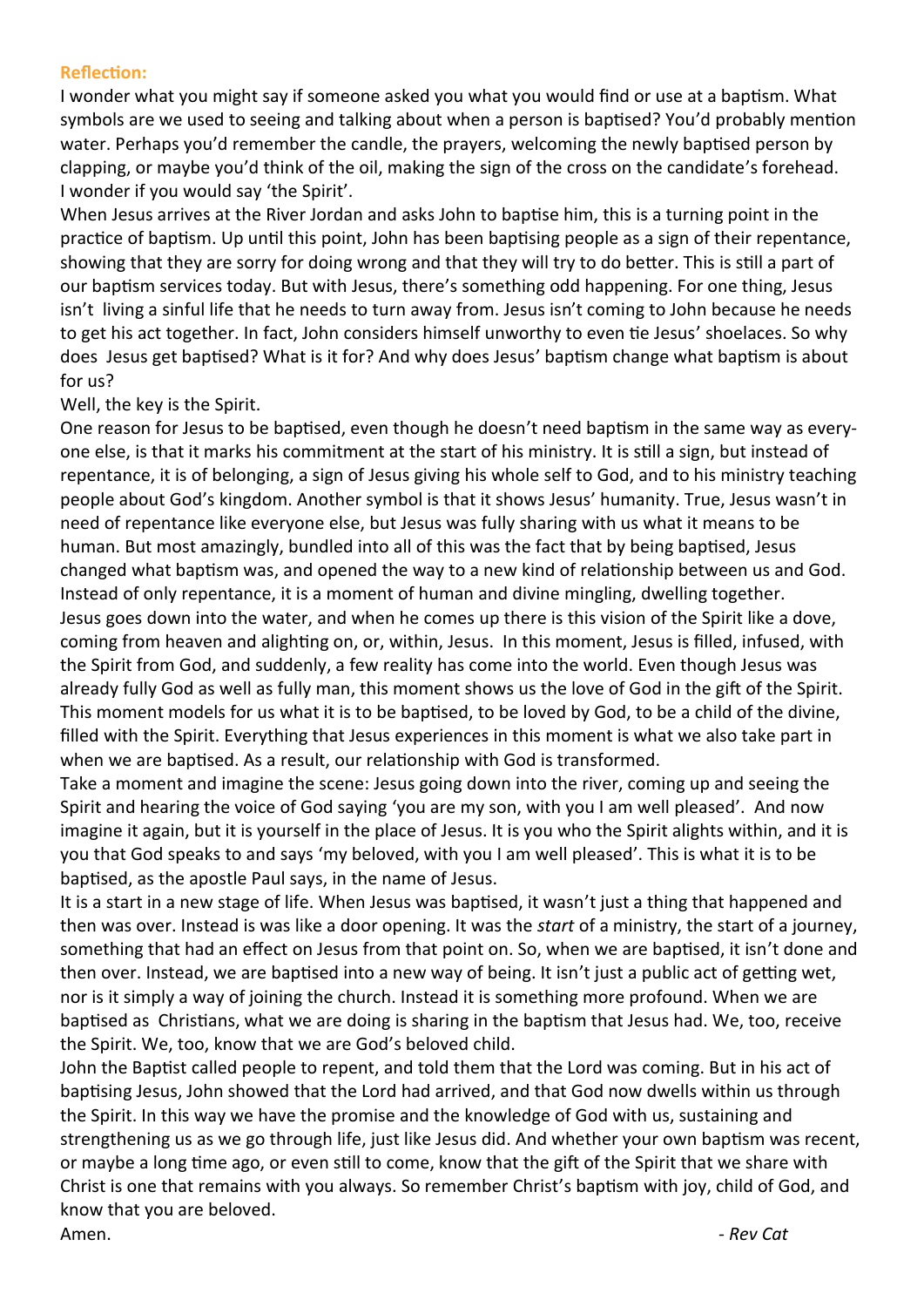**Reflection:**

I wonder what you might say if someone asked you what you would find or use at a baptism. What symbols are we used to seeing and talking about when a person is baptised? You'd probably mention water. Perhaps you'd remember the candle, the prayers, welcoming the newly baptised person by clapping, or maybe you'd think of the oil, making the sign of the cross on the candidate's forehead. I wonder if you would say 'the Spirit'.

When Jesus arrives at the River Jordan and asks John to baptise him, this is a turning point in the practice of baptism. Up until this point, John has been baptising people as a sign of their repentance, showing that they are sorry for doing wrong and that they will try to do better. This is still a part of our baptism services today. But with Jesus, there's something odd happening. For one thing, Jesus isn't living a sinful life that he needs to turn away from. Jesus isn't coming to John because he needs to get his act together. In fact, John considers himself unworthy to even tie Jesus' shoelaces. So why does Jesus get baptised? What is it for? And why does Jesus' baptism change what baptism is about for us?

Well, the key is the Spirit.

One reason for Jesus to be baptised, even though he doesn't need baptism in the same way as everyone else, is that it marks his commitment at the start of his ministry. It is still a sign, but instead of repentance, it is of belonging, a sign of Jesus giving his whole self to God, and to his ministry teaching people about God's kingdom. Another symbol is that it shows Jesus' humanity. True, Jesus wasn't in need of repentance like everyone else, but Jesus was fully sharing with us what it means to be human. But most amazingly, bundled into all of this was the fact that by being baptised, Jesus changed what baptism was, and opened the way to a new kind of relationship between us and God. Instead of only repentance, it is a moment of human and divine mingling, dwelling together.

Jesus goes down into the water, and when he comes up there is this vision of the Spirit like a dove, coming from heaven and alighting on, or, within, Jesus. In this moment, Jesus is filled, infused, with the Spirit from God, and suddenly, a few reality has come into the world. Even though Jesus was already fully God as well as fully man, this moment shows us the love of God in the gift of the Spirit. This moment models for us what it is to be baptised, to be loved by God, to be a child of the divine, filled with the Spirit. Everything that Jesus experiences in this moment is what we also take part in when we are baptised. As a result, our relationship with God is transformed.

Take a moment and imagine the scene: Jesus going down into the river, coming up and seeing the Spirit and hearing the voice of God saying 'you are my son, with you I am well pleased'. And now imagine it again, but it is yourself in the place of Jesus. It is you who the Spirit alights within, and it is you that God speaks to and says 'my beloved, with you I am well pleased'. This is what it is to be baptised, as the apostle Paul says, in the name of Jesus.

It is a start in a new stage of life. When Jesus was baptised, it wasn't just a thing that happened and then was over. Instead is was like a door opening. It was the *start* of a ministry, the start of a journey, something that had an effect on Jesus from that point on. So, when we are baptised, it isn't done and then over. Instead, we are baptised into a new way of being. It isn't just a public act of getting wet, nor is it simply a way of joining the church. Instead it is something more profound. When we are baptised as Christians, what we are doing is sharing in the baptism that Jesus had. We, too, receive the Spirit. We, too, know that we are God's beloved child.

John the Baptist called people to repent, and told them that the Lord was coming. But in his act of baptising Jesus, John showed that the Lord had arrived, and that God now dwells within us through the Spirit. In this way we have the promise and the knowledge of God with us, sustaining and strengthening us as we go through life, just like Jesus did. And whether your own baptism was recent, or maybe a long time ago, or even still to come, know that the gift of the Spirit that we share with Christ is one that remains with you always. So remember Christ's baptism with joy, child of God, and know that you are beloved.

Amen.

*- Rev Cat*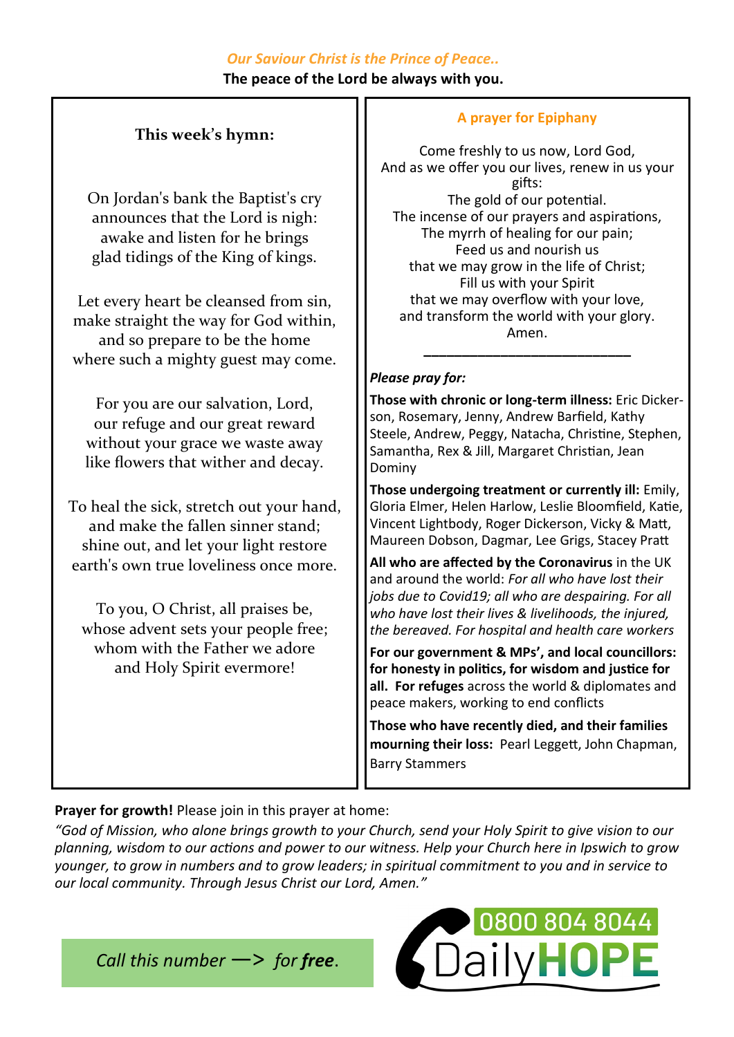*Our Saviour Christ is the Prince of Peace..*

**The peace of the Lord be always with you.**

### This week's hymn:

On Jordan's bank the Baptist's cry
announces that the Lord is nigh:
awake and listen for he brings
glad tidings of the King of kings.

Let every heart be cleansed from sin,
make straight the way for God within,
and so prepare to be the home
where such a mighty guest may come.

For you are our salvation, Lord,
our refuge and our great reward
without your grace we waste away
like flowers that wither and decay.

To heal the sick, stretch out your hand,
and make the fallen sinner stand;
shine out, and let your light restore
earth's own true loveliness once more.

To you, O Christ, all praises be,
whose advent sets your people free;
whom with the Father we adore
and Holy Spirit evermore!

### A prayer for Epiphany

Come freshly to us now, Lord God,
And as we offer you our lives, renew in us your gifts:
The gold of our potential.
The incense of our prayers and aspirations,
The myrrh of healing for our pain;
Feed us and nourish us
that we may grow in the life of Christ;
Fill us with your Spirit
that we may overflow with your love,
and transform the world with your glory.
Amen.

---

***Please pray for:***

**Those with chronic or long-term illness:** Eric Dickerson, Rosemary, Jenny, Andrew Barfield, Kathy Steele, Andrew, Peggy, Natacha, Christine, Stephen, Samantha, Rex & Jill, Margaret Christian, Jean Dominy

**Those undergoing treatment or currently ill:** Emily, Gloria Elmer, Helen Harlow, Leslie Bloomfield, Katie, Vincent Lightbody, Roger Dickerson, Vicky & Matt, Maureen Dobson, Dagmar, Lee Grigs, Stacey Pratt

**All who are affected by the Coronavirus** in the UK and around the world: *For all who have lost their jobs due to Covid19; all who are despairing. For all who have lost their lives & livelihoods, the injured, the bereaved. For hospital and health care workers*

**For our government & MPs', and local councillors: for honesty in politics, for wisdom and justice for all. For refuges** across the world & diplomates and peace makers, working to end conflicts

**Those who have recently died, and their families mourning their loss:** Pearl Leggett, John Chapman, Barry Stammers

**Prayer for growth!** Please join in this prayer at home:

*"God of Mission, who alone brings growth to your Church, send your Holy Spirit to give vision to our planning, wisdom to our actions and power to our witness. Help your Church here in Ipswich to grow younger, to grow in numbers and to grow leaders; in spiritual commitment to you and in service to our local community. Through Jesus Christ our Lord, Amen."*

*Call this number —> for **free**.*

0800 804 8044 DailyHOPE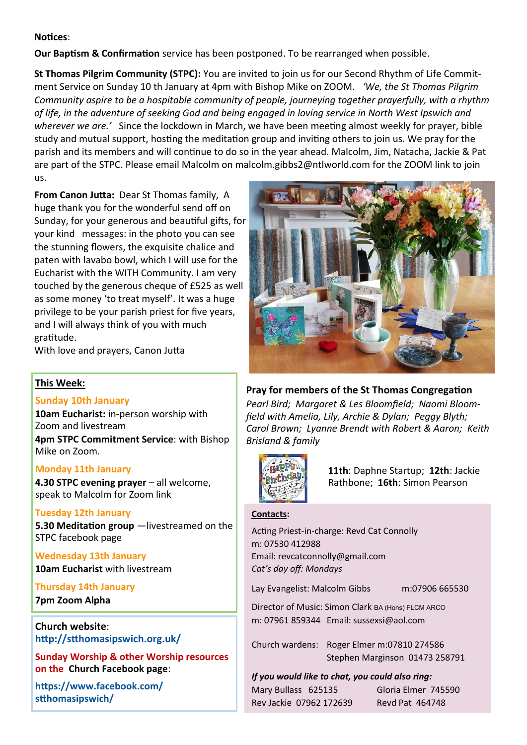**Notices**:

**Our Baptism & Confirmation** service has been postponed. To be rearranged when possible.

**St Thomas Pilgrim Community (STPC):** You are invited to join us for our Second Rhythm of Life Commitment Service on Sunday 10 th January at 4pm with Bishop Mike on ZOOM. *'We, the St Thomas Pilgrim Community aspire to be a hospitable community of people, journeying together prayerfully, with a rhythm of life, in the adventure of seeking God and being engaged in loving service in North West Ipswich and wherever we are.'* Since the lockdown in March, we have been meeting almost weekly for prayer, bible study and mutual support, hosting the meditation group and inviting others to join us. We pray for the parish and its members and will continue to do so in the year ahead. Malcolm, Jim, Natacha, Jackie & Pat are part of the STPC. Please email Malcolm on malcolm.gibbs2@ntlworld.com for the ZOOM link to join us.

**From Canon Jutta:** Dear St Thomas family, A huge thank you for the wonderful send off on Sunday, for your generous and beautiful gifts, for your kind messages: in the photo you can see the stunning flowers, the exquisite chalice and paten with lavabo bowl, which I will use for the Eucharist with the WITH Community. I am very touched by the generous cheque of £525 as well as some money 'to treat myself'. It was a huge privilege to be your parish priest for five years, and I will always think of you with much gratitude.
With love and prayers, Canon Jutta

**This Week:**

**Sunday 10th January**
**10am Eucharist:** in-person worship with Zoom and livestream
**4pm STPC Commitment Service**: with Bishop Mike on Zoom.

**Monday 11th January**
**4.30 STPC evening prayer** – all welcome, speak to Malcolm for Zoom link

**Tuesday 12th January**
**5.30 Meditation group** —livestreamed on the STPC facebook page

**Wednesday 13th January**
**10am Eucharist** with livestream

**Thursday 14th January**
**7pm Zoom Alpha**

**Church website**:
**http://stthomasipswich.org.uk/**

**Sunday Worship & other Worship resources on the Church Facebook page**:

**https://www.facebook.com/stthomasipswich/**

**Pray for members of the St Thomas Congregation**

*Pearl Bird; Margaret & Les Bloomfield; Naomi Bloomfield with Amelia, Lily, Archie & Dylan; Peggy Blyth; Carol Brown; Lyanne Brendt with Robert & Aaron; Keith Brisland & family*

**11th**: Daphne Startup; **12th**: Jackie Rathbone; **16th**: Simon Pearson

**Contacts:**

Acting Priest-in-charge: Revd Cat Connolly
m: 07530 412988
Email: revcatconnolly@gmail.com
*Cat's day off: Mondays*

Lay Evangelist: Malcolm Gibbs m:07906 665530

Director of Music: Simon Clark BA (Hons) FLCM ARCO
m: 07961 859344 Email: sussexsi@aol.com

Church wardens: Roger Elmer m:07810 274586
Stephen Marginson 01473 258791

***If you would like to chat, you could also ring:***
Mary Bullass 625135 — Gloria Elmer 745590
Rev Jackie 07962 172639 — Revd Pat 464748